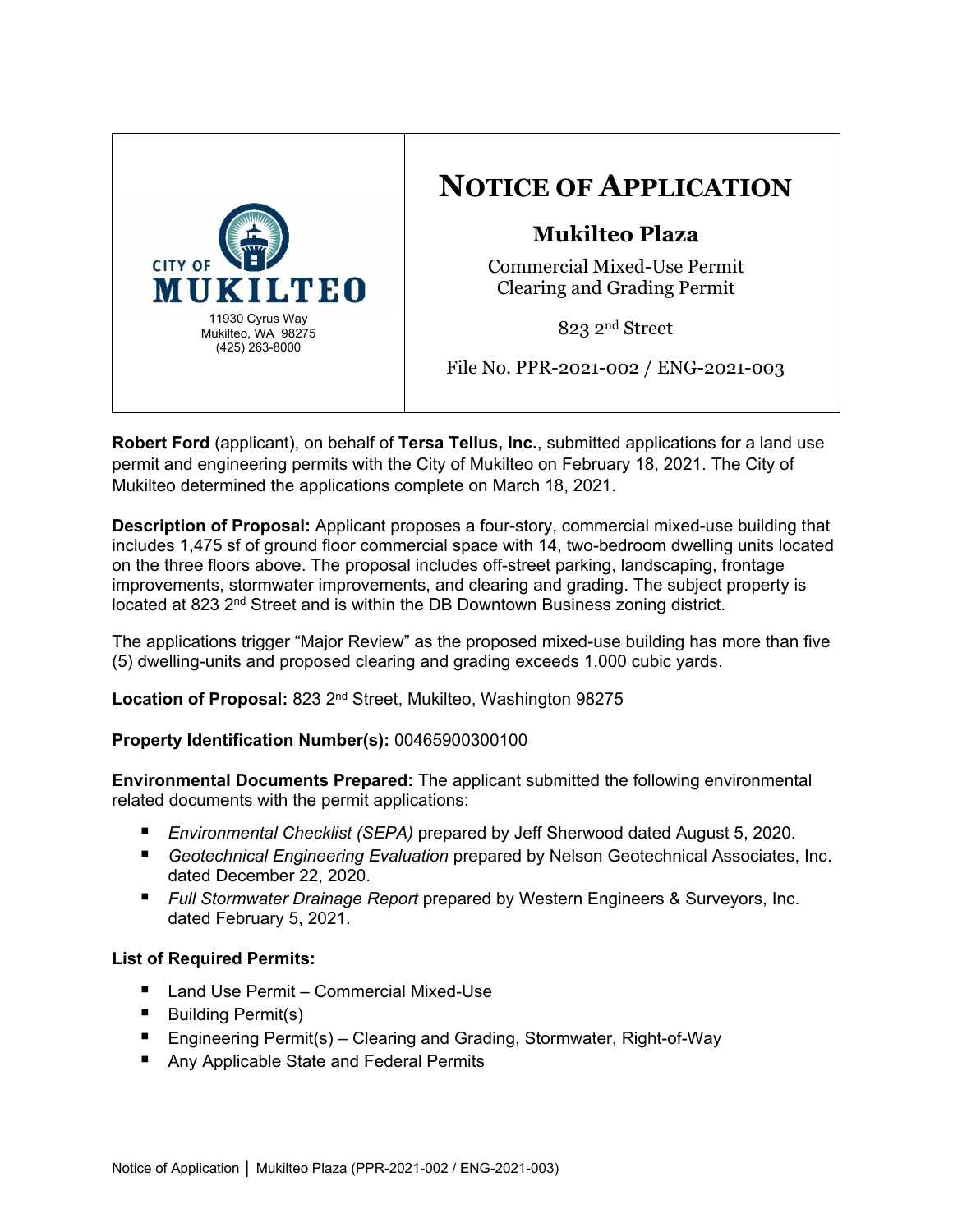CITY OF MUKILTEO
11930 Cyrus Way
Mukilteo, WA 98275
(425) 263-8000

# NOTICE OF APPLICATION

## Mukilteo Plaza

Commercial Mixed-Use Permit
Clearing and Grading Permit

823 2nd Street

File No. PPR-2021-002 / ENG-2021-003

**Robert Ford** (applicant), on behalf of **Tersa Tellus, Inc.**, submitted applications for a land use permit and engineering permits with the City of Mukilteo on February 18, 2021. The City of Mukilteo determined the applications complete on March 18, 2021.

**Description of Proposal:** Applicant proposes a four-story, commercial mixed-use building that includes 1,475 sf of ground floor commercial space with 14, two-bedroom dwelling units located on the three floors above. The proposal includes off-street parking, landscaping, frontage improvements, stormwater improvements, and clearing and grading. The subject property is located at 823 2nd Street and is within the DB Downtown Business zoning district.

The applications trigger "Major Review" as the proposed mixed-use building has more than five (5) dwelling-units and proposed clearing and grading exceeds 1,000 cubic yards.

**Location of Proposal:** 823 2nd Street, Mukilteo, Washington 98275

**Property Identification Number(s):** 00465900300100

**Environmental Documents Prepared:** The applicant submitted the following environmental related documents with the permit applications:

- *Environmental Checklist (SEPA)* prepared by Jeff Sherwood dated August 5, 2020.
- *Geotechnical Engineering Evaluation* prepared by Nelson Geotechnical Associates, Inc. dated December 22, 2020.
- *Full Stormwater Drainage Report* prepared by Western Engineers & Surveyors, Inc. dated February 5, 2021.

**List of Required Permits:**

- Land Use Permit – Commercial Mixed-Use
- Building Permit(s)
- Engineering Permit(s) – Clearing and Grading, Stormwater, Right-of-Way
- Any Applicable State and Federal Permits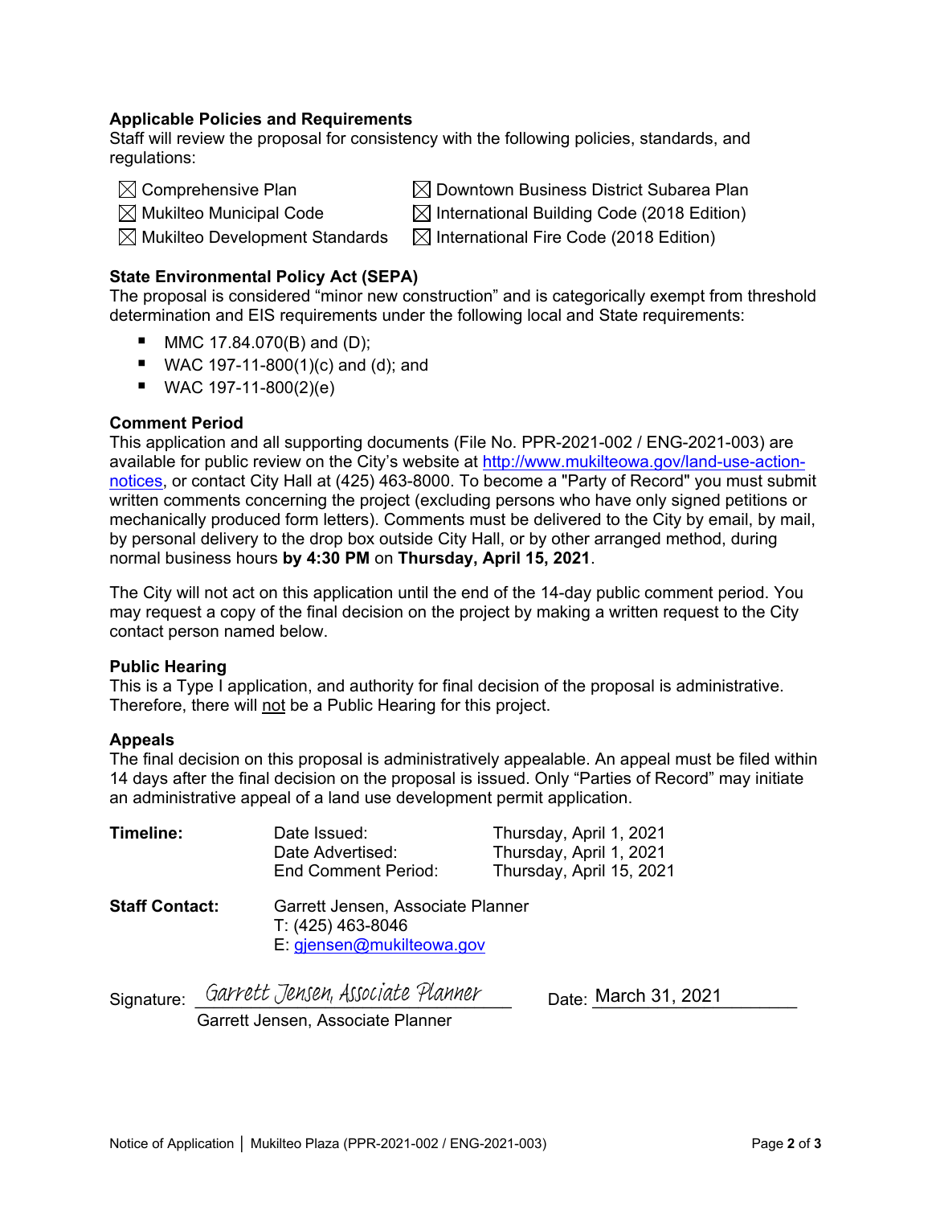### Applicable Policies and Requirements

Staff will review the proposal for consistency with the following policies, standards, and regulations:

- ☒ Comprehensive Plan
- ☒ Mukilteo Municipal Code
- ☒ Mukilteo Development Standards
- ☒ Downtown Business District Subarea Plan
- ☒ International Building Code (2018 Edition)
- ☒ International Fire Code (2018 Edition)

### State Environmental Policy Act (SEPA)

The proposal is considered "minor new construction" and is categorically exempt from threshold determination and EIS requirements under the following local and State requirements:

- MMC 17.84.070(B) and (D);
- WAC 197-11-800(1)(c) and (d); and
- WAC 197-11-800(2)(e)

### Comment Period

This application and all supporting documents (File No. PPR-2021-002 / ENG-2021-003) are available for public review on the City's website at [http://www.mukilteowa.gov/land-use-action-notices](http://www.mukilteowa.gov/land-use-action-notices), or contact City Hall at (425) 463-8000. To become a "Party of Record" you must submit written comments concerning the project (excluding persons who have only signed petitions or mechanically produced form letters). Comments must be delivered to the City by email, by mail, by personal delivery to the drop box outside City Hall, or by other arranged method, during normal business hours **by 4:30 PM** on **Thursday, April 15, 2021**.

The City will not act on this application until the end of the 14-day public comment period. You may request a copy of the final decision on the project by making a written request to the City contact person named below.

### Public Hearing

This is a Type I application, and authority for final decision of the proposal is administrative. Therefore, there will <u>not</u> be a Public Hearing for this project.

### Appeals

The final decision on this proposal is administratively appealable. An appeal must be filed within 14 days after the final decision on the proposal is issued. Only "Parties of Record" may initiate an administrative appeal of a land use development permit application.

**Timeline:**

| | |
|---|---|
| Date Issued: | Thursday, April 1, 2021 |
| Date Advertised: | Thursday, April 1, 2021 |
| End Comment Period: | Thursday, April 15, 2021 |

**Staff Contact:** Garrett Jensen, Associate Planner
T: (425) 463-8046
E: [gjensen@mukilteowa.gov](mailto:gjensen@mukilteowa.gov)

Signature: *Garrett Jensen, Associate Planner*
Garrett Jensen, Associate Planner

Date: March 31, 2021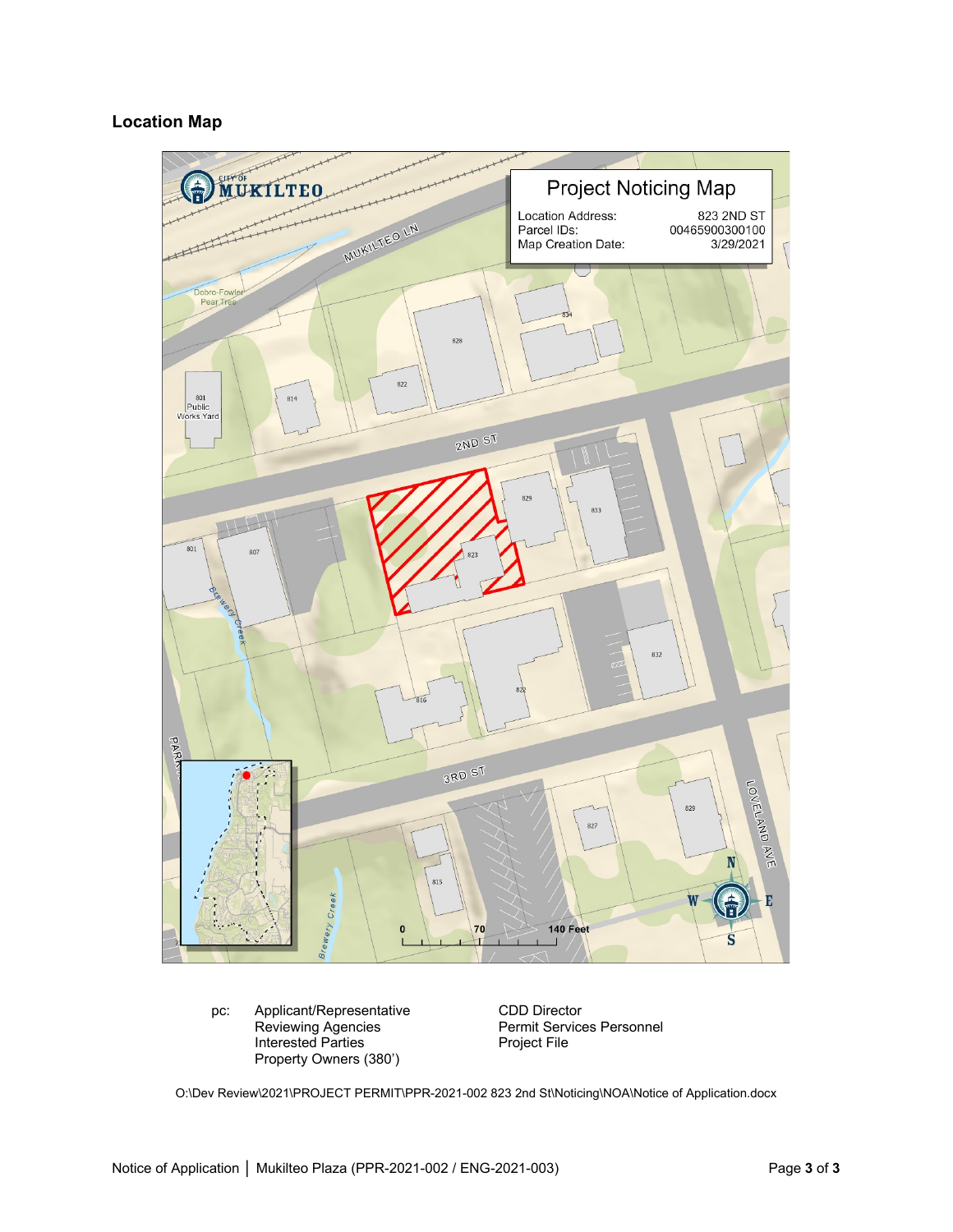## Location Map

Project Noticing Map

Location Address: 823 2ND ST

Parcel IDs: 00465900300100

Map Creation Date: 3/29/2021

CITY OF MUKILTEO

MUKILTEO LN

2ND ST

3RD ST

LOVELAND AVE

Dobro-Fowler Pear Tree

801 Public Works Yard

Brewery Creek

0 70 140 Feet

N

W E

S

| | |
|---|---|
| pc: Applicant/Representative | CDD Director |
| Reviewing Agencies | Permit Services Personnel |
| Interested Parties | Project File |
| Property Owners (380') | |

O:\Dev Review\2021\PROJECT PERMIT\PPR-2021-002 823 2nd St\Noticing\NOA\Notice of Application.docx